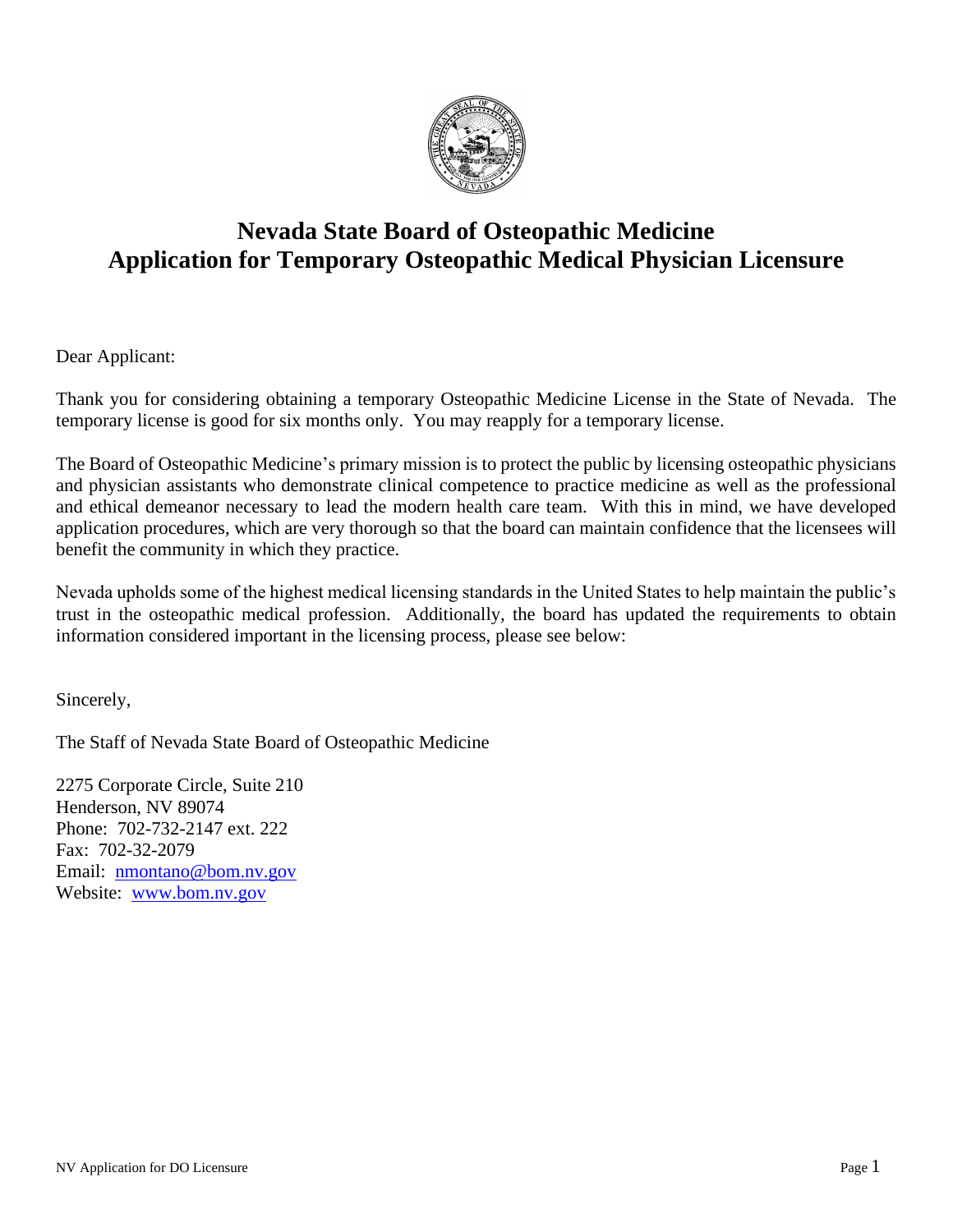# Nevada State Board of Osteopathic Medicine
# Application for Temporary Osteopathic Medical Physician Licensure

Dear Applicant:

Thank you for considering obtaining a temporary Osteopathic Medicine License in the State of Nevada. The temporary license is good for six months only. You may reapply for a temporary license.

The Board of Osteopathic Medicine's primary mission is to protect the public by licensing osteopathic physicians and physician assistants who demonstrate clinical competence to practice medicine as well as the professional and ethical demeanor necessary to lead the modern health care team. With this in mind, we have developed application procedures, which are very thorough so that the board can maintain confidence that the licensees will benefit the community in which they practice.

Nevada upholds some of the highest medical licensing standards in the United States to help maintain the public's trust in the osteopathic medical profession. Additionally, the board has updated the requirements to obtain information considered important in the licensing process, please see below:

Sincerely,

The Staff of Nevada State Board of Osteopathic Medicine

2275 Corporate Circle, Suite 210
Henderson, NV 89074
Phone: 702-732-2147 ext. 222
Fax: 702-32-2079
Email: nmontano@bom.nv.gov
Website: www.bom.nv.gov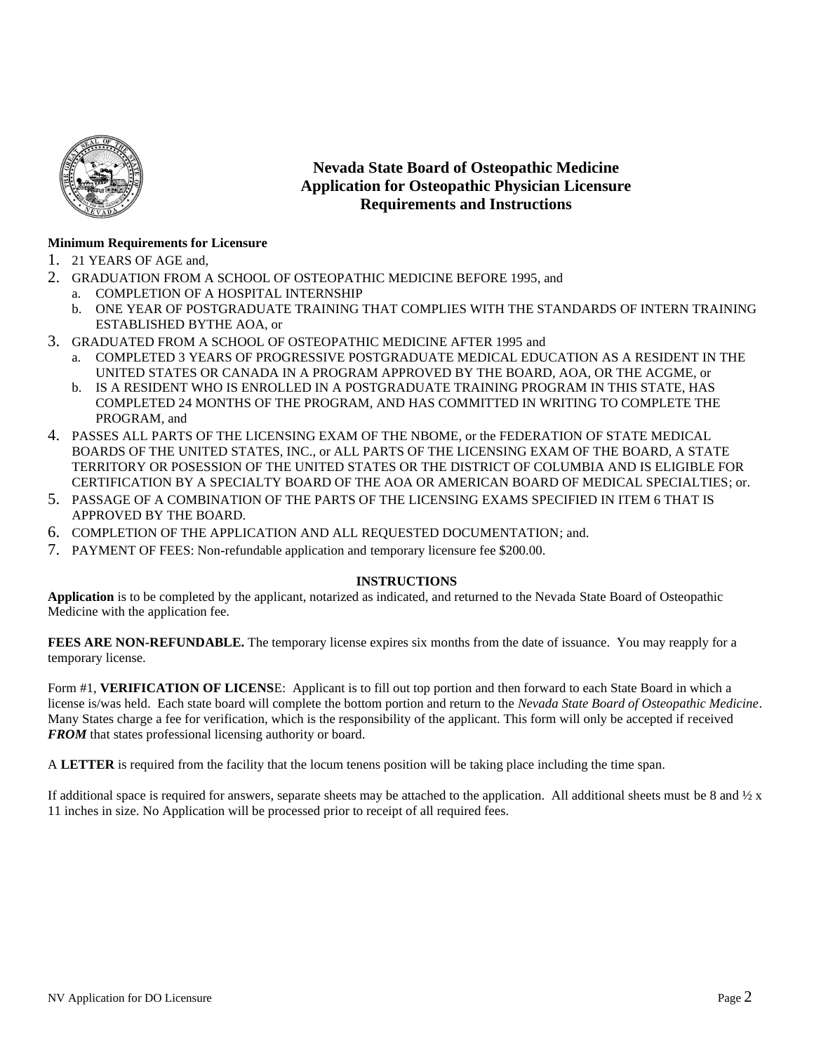# Nevada State Board of Osteopathic Medicine
# Application for Osteopathic Physician Licensure
# Requirements and Instructions

**Minimum Requirements for Licensure**

1. 21 YEARS OF AGE and,
2. GRADUATION FROM A SCHOOL OF OSTEOPATHIC MEDICINE BEFORE 1995, and
   a. COMPLETION OF A HOSPITAL INTERNSHIP
   b. ONE YEAR OF POSTGRADUATE TRAINING THAT COMPLIES WITH THE STANDARDS OF INTERN TRAINING ESTABLISHED BYTHE AOA, or
3. GRADUATED FROM A SCHOOL OF OSTEOPATHIC MEDICINE AFTER 1995 and
   a. COMPLETED 3 YEARS OF PROGRESSIVE POSTGRADUATE MEDICAL EDUCATION AS A RESIDENT IN THE UNITED STATES OR CANADA IN A PROGRAM APPROVED BY THE BOARD, AOA, OR THE ACGME, or
   b. IS A RESIDENT WHO IS ENROLLED IN A POSTGRADUATE TRAINING PROGRAM IN THIS STATE, HAS COMPLETED 24 MONTHS OF THE PROGRAM, AND HAS COMMITTED IN WRITING TO COMPLETE THE PROGRAM, and
4. PASSES ALL PARTS OF THE LICENSING EXAM OF THE NBOME, or the FEDERATION OF STATE MEDICAL BOARDS OF THE UNITED STATES, INC., or ALL PARTS OF THE LICENSING EXAM OF THE BOARD, A STATE TERRITORY OR POSESSION OF THE UNITED STATES OR THE DISTRICT OF COLUMBIA AND IS ELIGIBLE FOR CERTIFICATION BY A SPECIALTY BOARD OF THE AOA OR AMERICAN BOARD OF MEDICAL SPECIALTIES; or.
5. PASSAGE OF A COMBINATION OF THE PARTS OF THE LICENSING EXAMS SPECIFIED IN ITEM 6 THAT IS APPROVED BY THE BOARD.
6. COMPLETION OF THE APPLICATION AND ALL REQUESTED DOCUMENTATION; and.
7. PAYMENT OF FEES: Non-refundable application and temporary licensure fee $200.00.

**INSTRUCTIONS**

**Application** is to be completed by the applicant, notarized as indicated, and returned to the Nevada State Board of Osteopathic Medicine with the application fee.

**FEES ARE NON-REFUNDABLE.** The temporary license expires six months from the date of issuance. You may reapply for a temporary license.

Form #1, **VERIFICATION OF LICENS**E: Applicant is to fill out top portion and then forward to each State Board in which a license is/was held. Each state board will complete the bottom portion and return to the *Nevada State Board of Osteopathic Medicine*. Many States charge a fee for verification, which is the responsibility of the applicant. This form will only be accepted if received ***FROM*** that states professional licensing authority or board.

A **LETTER** is required from the facility that the locum tenens position will be taking place including the time span.

If additional space is required for answers, separate sheets may be attached to the application. All additional sheets must be 8 and ½ x 11 inches in size. No Application will be processed prior to receipt of all required fees.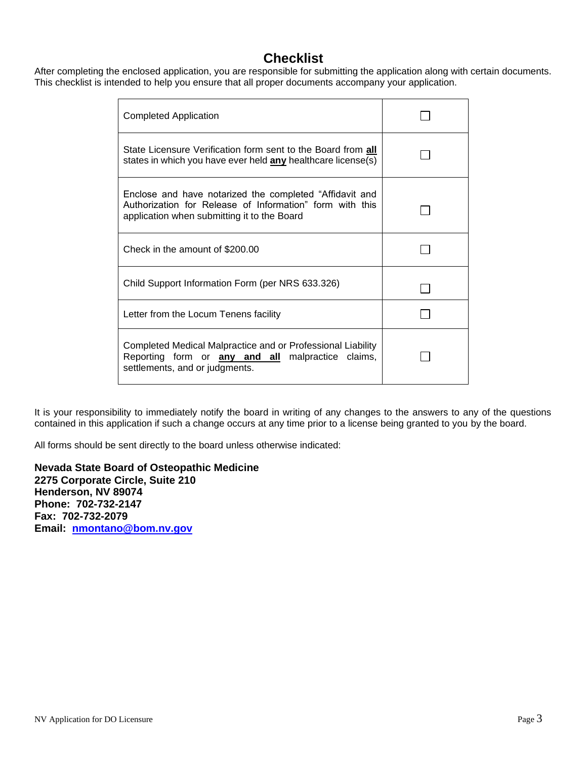# Checklist

After completing the enclosed application, you are responsible for submitting the application along with certain documents. This checklist is intended to help you ensure that all proper documents accompany your application.

| | |
|---|---|
| Completed Application | ☐ |
| State Licensure Verification form sent to the Board from **all** states in which you have ever held **any** healthcare license(s) | ☐ |
| Enclose and have notarized the completed "Affidavit and Authorization for Release of Information" form with this application when submitting it to the Board | ☐ |
| Check in the amount of $200.00 | ☐ |
| Child Support Information Form (per NRS 633.326) | ☐ |
| Letter from the Locum Tenens facility | ☐ |
| Completed Medical Malpractice and or Professional Liability Reporting form or **any and all** malpractice claims, settlements, and or judgments. | ☐ |

It is your responsibility to immediately notify the board in writing of any changes to the answers to any of the questions contained in this application if such a change occurs at any time prior to a license being granted to you by the board.

All forms should be sent directly to the board unless otherwise indicated:

**Nevada State Board of Osteopathic Medicine**
**2275 Corporate Circle, Suite 210**
**Henderson, NV 89074**
**Phone: 702-732-2147**
**Fax: 702-732-2079**
**Email: nmontano@bom.nv.gov**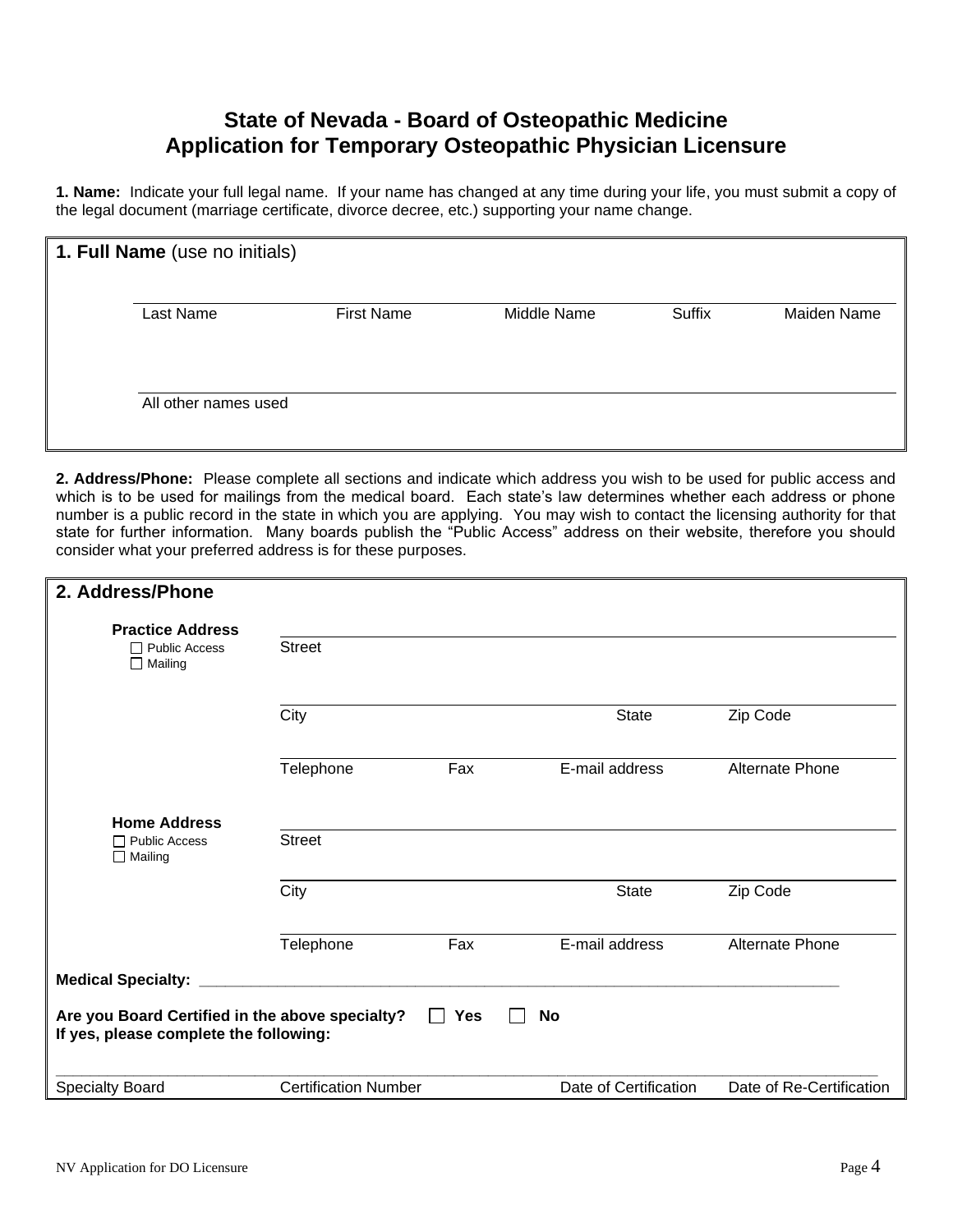# State of Nevada - Board of Osteopathic Medicine
# Application for Temporary Osteopathic Physician Licensure

**1. Name:** Indicate your full legal name. If your name has changed at any time during your life, you must submit a copy of the legal document (marriage certificate, divorce decree, etc.) supporting your name change.

**1. Full Name** (use no initials)

| Last Name | First Name | Middle Name | Suffix | Maiden Name |
|---|---|---|---|---|
| | | | | |

All other names used: ______________________________

**2. Address/Phone:** Please complete all sections and indicate which address you wish to be used for public access and which is to be used for mailings from the medical board. Each state's law determines whether each address or phone number is a public record in the state in which you are applying. You may wish to contact the licensing authority for that state for further information. Many boards publish the "Public Access" address on their website, therefore you should consider what your preferred address is for these purposes.

## 2. Address/Phone

**Practice Address**
☐ Public Access
☐ Mailing

Street: ______________________________

| City | | State | Zip Code |
|---|---|---|---|
| | | | |

| Telephone | Fax | E-mail address | Alternate Phone |
|---|---|---|---|
| | | | |

**Home Address**
☐ Public Access
☐ Mailing

Street: ______________________________

| City | | State | Zip Code |
|---|---|---|---|
| | | | |

| Telephone | Fax | E-mail address | Alternate Phone |
|---|---|---|---|
| | | | |

**Medical Specialty:** ______________________________

**Are you Board Certified in the above specialty?** ☐ **Yes** ☐ **No**
**If yes, please complete the following:**

| Specialty Board | Certification Number | Date of Certification | Date of Re-Certification |
|---|---|---|---|
| | | | |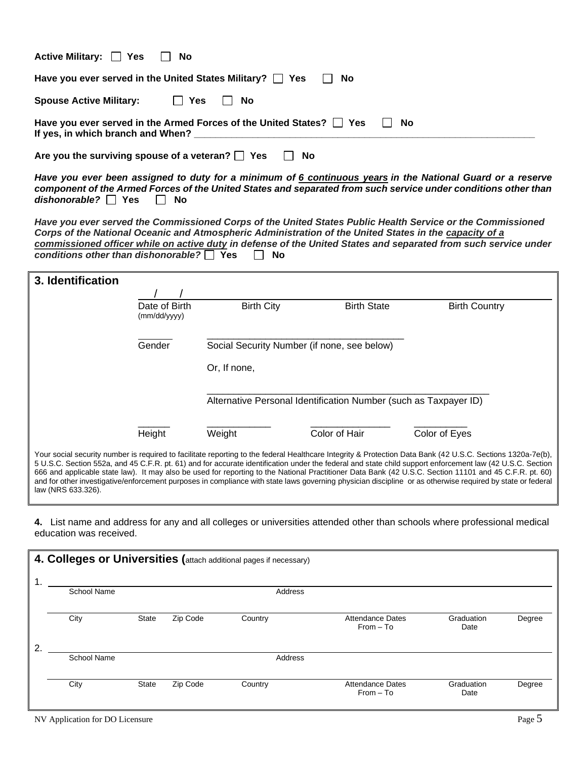**Active Military:** ☐ **Yes** ☐ **No**

**Have you ever served in the United States Military?** ☐ **Yes** ☐ **No**

**Spouse Active Military:** ☐ **Yes** ☐ **No**

**Have you ever served in the Armed Forces of the United States?** ☐ **Yes** ☐ **No**
**If yes, in which branch and When?** ________________________________________________

**Are you the surviving spouse of a veteran?** ☐ **Yes** ☐ **No**

***Have you ever been assigned to duty for a minimum of 6 continuous years in the National Guard or a reserve component of the Armed Forces of the United States and separated from such service under conditions other than dishonorable?*** ☐ **Yes** ☐ **No**

***Have you ever served the Commissioned Corps of the United States Public Health Service or the Commissioned Corps of the National Oceanic and Atmospheric Administration of the United States in the capacity of a commissioned officer while on active duty in defense of the United States and separated from such service under conditions other than dishonorable?*** ☐ **Yes** ☐ **No**

## 3. Identification

___/___/_____ ________________ ________________ ________________

Date of Birth (mm/dd/yyyy) | Birth City | Birth State | Birth Country

______ ____________________________________

Gender | Social Security Number (if none, see below)

Or, If none,

____________________________________________________

Alternative Personal Identification Number (such as Taxpayer ID)

______ ____________ ______________ __________

Height | Weight | Color of Hair | Color of Eyes

Your social security number is required to facilitate reporting to the federal Healthcare Integrity & Protection Data Bank (42 U.S.C. Sections 1320a-7e(b), 5 U.S.C. Section 552a, and 45 C.F.R. pt. 61) and for accurate identification under the federal and state child support enforcement law (42 U.S.C. Section 666 and applicable state law). It may also be used for reporting to the National Practitioner Data Bank (42 U.S.C. Section 11101 and 45 C.F.R. pt. 60) and for other investigative/enforcement purposes in compliance with state laws governing physician discipline or as otherwise required by state or federal law (NRS 633.326).

**4.** List name and address for any and all colleges or universities attended other than schools where professional medical education was received.

## 4. Colleges or Universities (attach additional pages if necessary)

1. ________________________________________________

School Name | Address

________________________________________________

City | State | Zip Code | Country | Attendance Dates From – To | Graduation Date | Degree

2. ________________________________________________

School Name | Address

________________________________________________

City | State | Zip Code | Country | Attendance Dates From – To | Graduation Date | Degree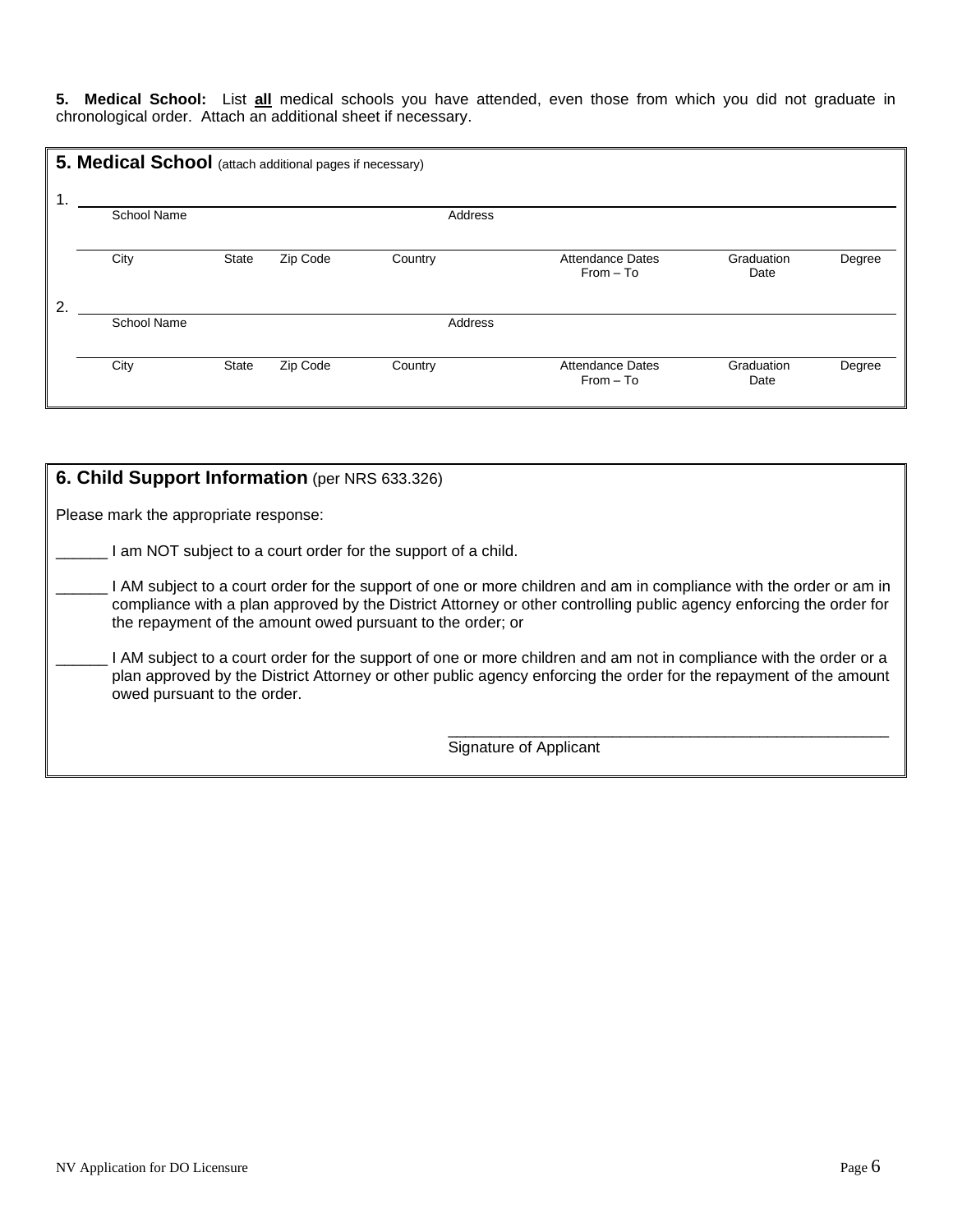**5. Medical School:** List **all** medical schools you have attended, even those from which you did not graduate in chronological order. Attach an additional sheet if necessary.

## 5. Medical School (attach additional pages if necessary)

1. \_\_\_\_\_\_\_\_\_\_\_\_\_\_\_\_\_\_\_\_\_\_\_\_\_\_\_\_\_\_\_\_\_\_\_\_\_\_\_\_\_\_\_\_\_\_\_\_\_\_\_\_\_\_\_\_

School Name | Address

\_\_\_\_\_\_\_\_\_\_\_\_\_\_\_\_\_\_\_\_\_\_\_\_\_\_\_\_\_\_\_\_\_\_\_\_\_\_\_\_\_\_\_\_\_\_\_\_\_\_\_\_\_\_\_\_

City | State | Zip Code | Country | Attendance Dates From – To | Graduation Date | Degree

2. \_\_\_\_\_\_\_\_\_\_\_\_\_\_\_\_\_\_\_\_\_\_\_\_\_\_\_\_\_\_\_\_\_\_\_\_\_\_\_\_\_\_\_\_\_\_\_\_\_\_\_\_\_\_\_\_

School Name | Address

\_\_\_\_\_\_\_\_\_\_\_\_\_\_\_\_\_\_\_\_\_\_\_\_\_\_\_\_\_\_\_\_\_\_\_\_\_\_\_\_\_\_\_\_\_\_\_\_\_\_\_\_\_\_\_\_

City | State | Zip Code | Country | Attendance Dates From – To | Graduation Date | Degree

## 6. Child Support Information (per NRS 633.326)

Please mark the appropriate response:

\_\_\_\_\_\_ I am NOT subject to a court order for the support of a child.

\_\_\_\_\_\_ I AM subject to a court order for the support of one or more children and am in compliance with the order or am in compliance with a plan approved by the District Attorney or other controlling public agency enforcing the order for the repayment of the amount owed pursuant to the order; or

\_\_\_\_\_\_ I AM subject to a court order for the support of one or more children and am not in compliance with the order or a plan approved by the District Attorney or other public agency enforcing the order for the repayment of the amount owed pursuant to the order.

\_\_\_\_\_\_\_\_\_\_\_\_\_\_\_\_\_\_\_\_\_\_\_\_\_\_\_\_\_\_\_\_\_\_\_\_\_\_\_\_\_\_\_\_\_\_\_\_\_\_\_\_\_\_\_\_
Signature of Applicant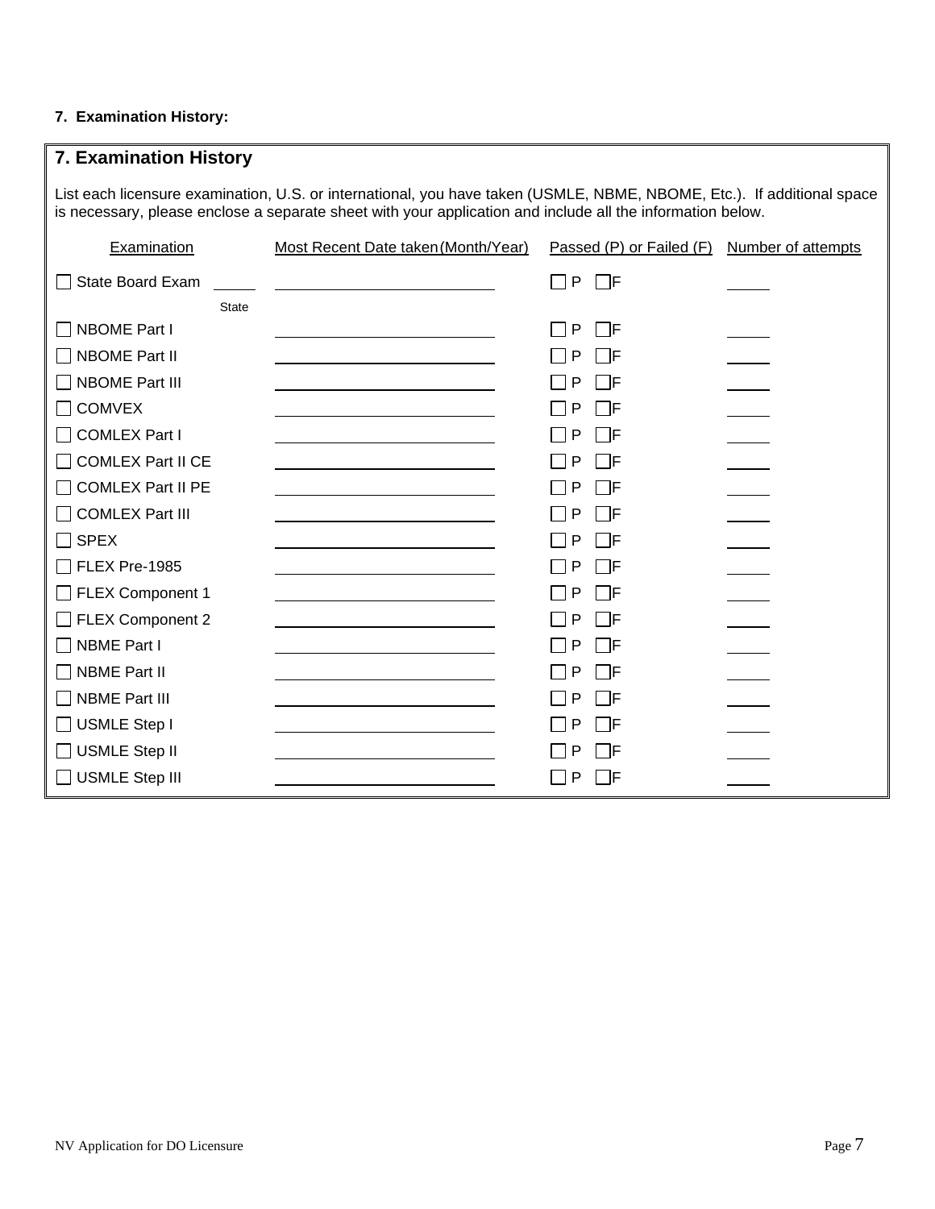**7. Examination History:**

## 7. Examination History

List each licensure examination, U.S. or international, you have taken (USMLE, NBME, NBOME, Etc.). If additional space is necessary, please enclose a separate sheet with your application and include all the information below.

| Examination | Most Recent Date taken (Month/Year) | Passed (P) or Failed (F) | Number of attempts |
|---|---|---|---|
| ☐ State Board Exam _____ (State) | ____________ | ☐ P ☐ F | _____ |
| ☐ NBOME Part I | ____________ | ☐ P ☐ F | _____ |
| ☐ NBOME Part II | ____________ | ☐ P ☐ F | _____ |
| ☐ NBOME Part III | ____________ | ☐ P ☐ F | _____ |
| ☐ COMVEX | ____________ | ☐ P ☐ F | _____ |
| ☐ COMLEX Part I | ____________ | ☐ P ☐ F | _____ |
| ☐ COMLEX Part II CE | ____________ | ☐ P ☐ F | _____ |
| ☐ COMLEX Part II PE | ____________ | ☐ P ☐ F | _____ |
| ☐ COMLEX Part III | ____________ | ☐ P ☐ F | _____ |
| ☐ SPEX | ____________ | ☐ P ☐ F | _____ |
| ☐ FLEX Pre-1985 | ____________ | ☐ P ☐ F | _____ |
| ☐ FLEX Component 1 | ____________ | ☐ P ☐ F | _____ |
| ☐ FLEX Component 2 | ____________ | ☐ P ☐ F | _____ |
| ☐ NBME Part I | ____________ | ☐ P ☐ F | _____ |
| ☐ NBME Part II | ____________ | ☐ P ☐ F | _____ |
| ☐ NBME Part III | ____________ | ☐ P ☐ F | _____ |
| ☐ USMLE Step I | ____________ | ☐ P ☐ F | _____ |
| ☐ USMLE Step II | ____________ | ☐ P ☐ F | _____ |
| ☐ USMLE Step III | ____________ | ☐ P ☐ F | _____ |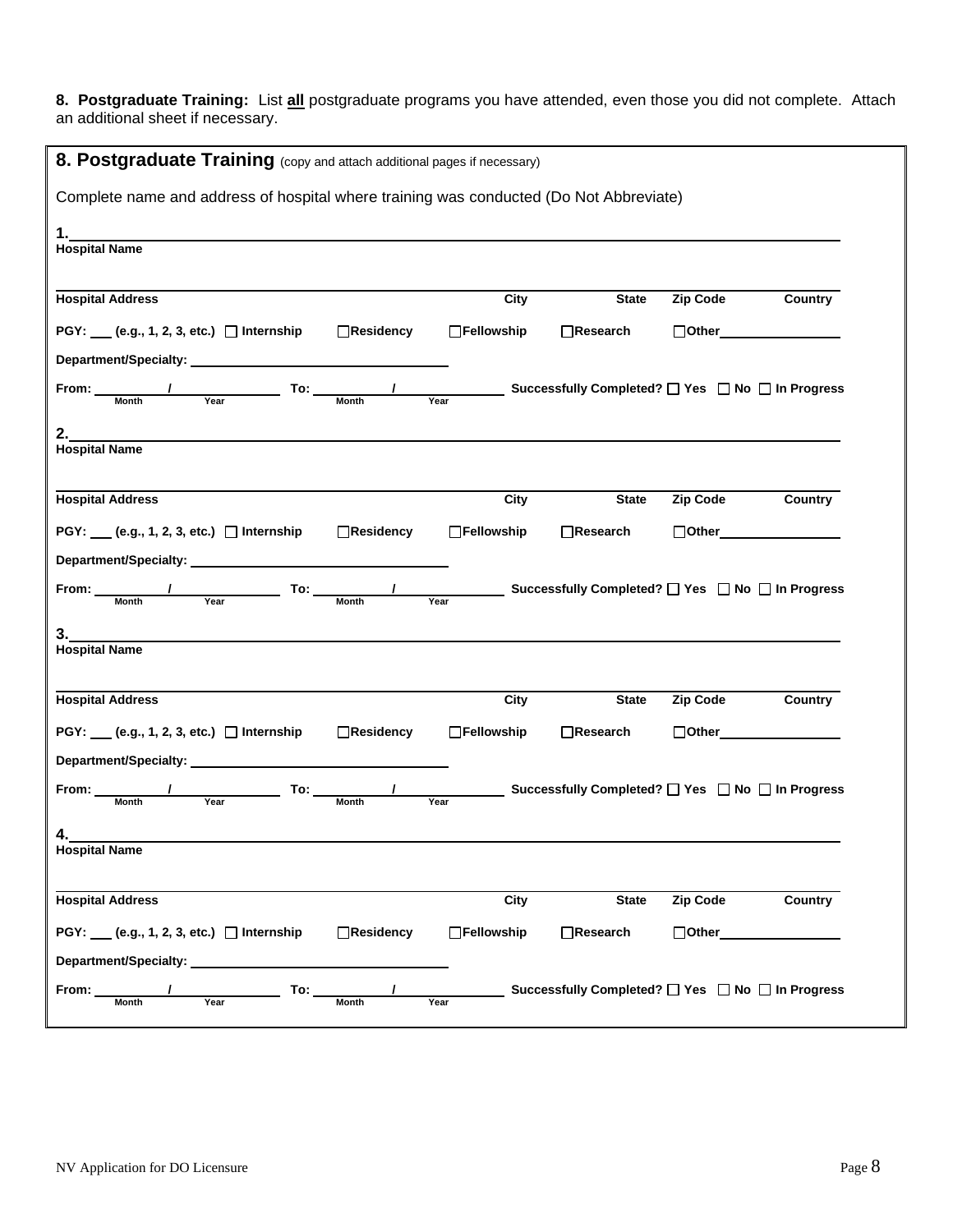**8. Postgraduate Training:** List **all** postgraduate programs you have attended, even those you did not complete. Attach an additional sheet if necessary.

## 8. Postgraduate Training (copy and attach additional pages if necessary)

Complete name and address of hospital where training was conducted (Do Not Abbreviate)

**1.** ______________________________________________
**Hospital Name**

______________________________________________
**Hospital Address** **City** **State** **Zip Code** **Country**

**PGY:** ___ **(e.g., 1, 2, 3, etc.)** ☐ **Internship** ☐ **Residency** ☐ **Fellowship** ☐ **Research** ☐ **Other**________

**Department/Specialty:** ______________________

**From:** ______ / ______ (Month / Year) **To:** ______ / ______ (Month / Year) **Successfully Completed?** ☐ **Yes** ☐ **No** ☐ **In Progress**

**2.** ______________________________________________
**Hospital Name**

______________________________________________
**Hospital Address** **City** **State** **Zip Code** **Country**

**PGY:** ___ **(e.g., 1, 2, 3, etc.)** ☐ **Internship** ☐ **Residency** ☐ **Fellowship** ☐ **Research** ☐ **Other**________

**Department/Specialty:** ______________________

**From:** ______ / ______ (Month / Year) **To:** ______ / ______ (Month / Year) **Successfully Completed?** ☐ **Yes** ☐ **No** ☐ **In Progress**

**3.** ______________________________________________
**Hospital Name**

______________________________________________
**Hospital Address** **City** **State** **Zip Code** **Country**

**PGY:** ___ **(e.g., 1, 2, 3, etc.)** ☐ **Internship** ☐ **Residency** ☐ **Fellowship** ☐ **Research** ☐ **Other**________

**Department/Specialty:** ______________________

**From:** ______ / ______ (Month / Year) **To:** ______ / ______ (Month / Year) **Successfully Completed?** ☐ **Yes** ☐ **No** ☐ **In Progress**

**4.** ______________________________________________
**Hospital Name**

______________________________________________
**Hospital Address** **City** **State** **Zip Code** **Country**

**PGY:** ___ **(e.g., 1, 2, 3, etc.)** ☐ **Internship** ☐ **Residency** ☐ **Fellowship** ☐ **Research** ☐ **Other**________

**Department/Specialty:** ______________________

**From:** ______ / ______ (Month / Year) **To:** ______ / ______ (Month / Year) **Successfully Completed?** ☐ **Yes** ☐ **No** ☐ **In Progress**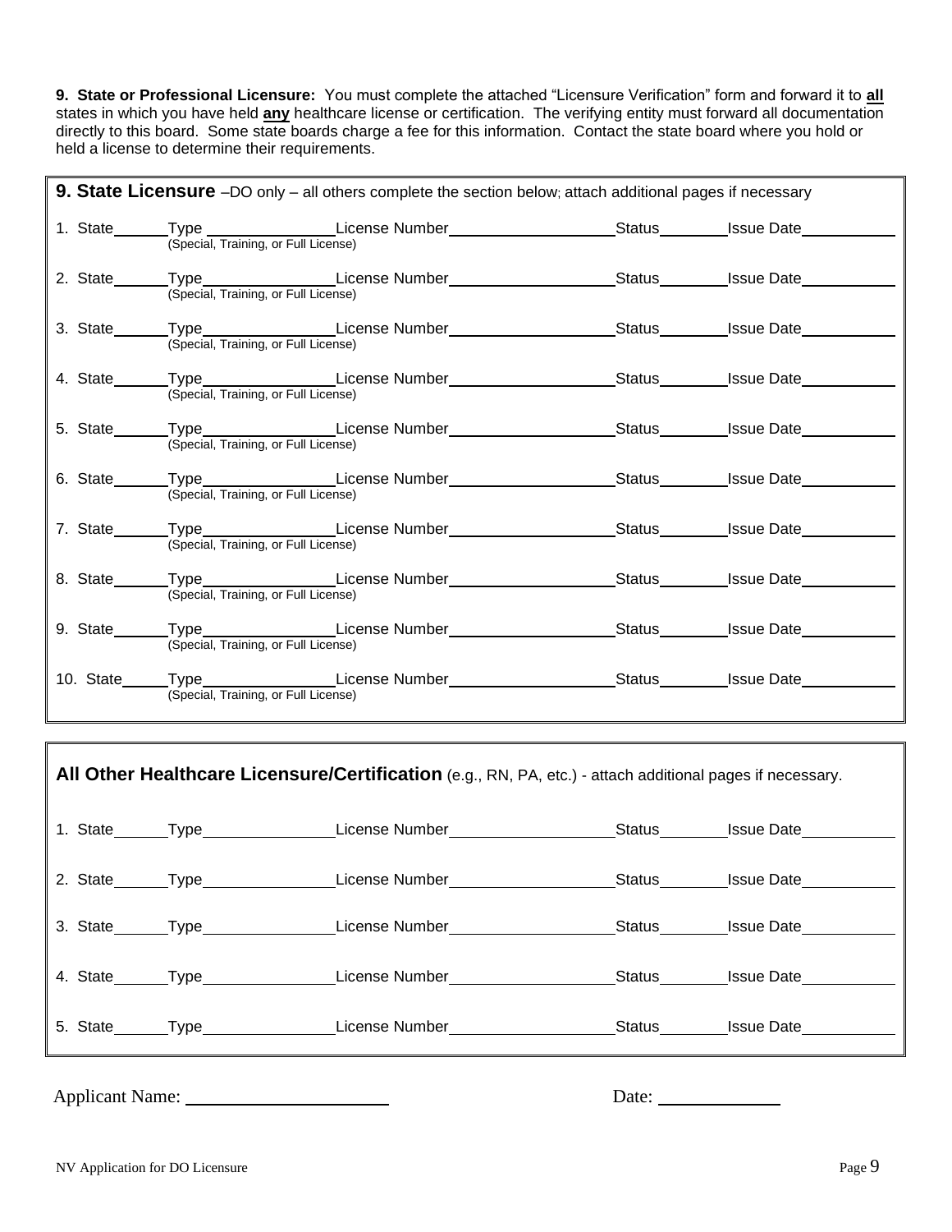**9. State or Professional Licensure:** You must complete the attached "Licensure Verification" form and forward it to **all** states in which you have held **any** healthcare license or certification. The verifying entity must forward all documentation directly to this board. Some state boards charge a fee for this information. Contact the state board where you hold or held a license to determine their requirements.

**9. State Licensure** –DO only – all others complete the section below; attach additional pages if necessary

1. State\_\_\_\_\_\_ Type \_\_\_\_\_\_\_\_\_\_\_\_\_\_\_\_ (Special, Training, or Full License) License Number\_\_\_\_\_\_\_\_\_\_\_\_\_\_\_\_\_\_\_\_ Status\_\_\_\_\_\_\_\_ Issue Date\_\_\_\_\_\_\_\_\_\_\_
2. State\_\_\_\_\_\_ Type \_\_\_\_\_\_\_\_\_\_\_\_\_\_\_\_ (Special, Training, or Full License) License Number\_\_\_\_\_\_\_\_\_\_\_\_\_\_\_\_\_\_\_\_ Status\_\_\_\_\_\_\_\_ Issue Date\_\_\_\_\_\_\_\_\_\_\_
3. State\_\_\_\_\_\_ Type \_\_\_\_\_\_\_\_\_\_\_\_\_\_\_\_ (Special, Training, or Full License) License Number\_\_\_\_\_\_\_\_\_\_\_\_\_\_\_\_\_\_\_\_ Status\_\_\_\_\_\_\_\_ Issue Date\_\_\_\_\_\_\_\_\_\_\_
4. State\_\_\_\_\_\_ Type \_\_\_\_\_\_\_\_\_\_\_\_\_\_\_\_ (Special, Training, or Full License) License Number\_\_\_\_\_\_\_\_\_\_\_\_\_\_\_\_\_\_\_\_ Status\_\_\_\_\_\_\_\_ Issue Date\_\_\_\_\_\_\_\_\_\_\_
5. State\_\_\_\_\_\_ Type \_\_\_\_\_\_\_\_\_\_\_\_\_\_\_\_ (Special, Training, or Full License) License Number\_\_\_\_\_\_\_\_\_\_\_\_\_\_\_\_\_\_\_\_ Status\_\_\_\_\_\_\_\_ Issue Date\_\_\_\_\_\_\_\_\_\_\_
6. State\_\_\_\_\_\_ Type \_\_\_\_\_\_\_\_\_\_\_\_\_\_\_\_ (Special, Training, or Full License) License Number\_\_\_\_\_\_\_\_\_\_\_\_\_\_\_\_\_\_\_\_ Status\_\_\_\_\_\_\_\_ Issue Date\_\_\_\_\_\_\_\_\_\_\_
7. State\_\_\_\_\_\_ Type \_\_\_\_\_\_\_\_\_\_\_\_\_\_\_\_ (Special, Training, or Full License) License Number\_\_\_\_\_\_\_\_\_\_\_\_\_\_\_\_\_\_\_\_ Status\_\_\_\_\_\_\_\_ Issue Date\_\_\_\_\_\_\_\_\_\_\_
8. State\_\_\_\_\_\_ Type \_\_\_\_\_\_\_\_\_\_\_\_\_\_\_\_ (Special, Training, or Full License) License Number\_\_\_\_\_\_\_\_\_\_\_\_\_\_\_\_\_\_\_\_ Status\_\_\_\_\_\_\_\_ Issue Date\_\_\_\_\_\_\_\_\_\_\_
9. State\_\_\_\_\_\_ Type \_\_\_\_\_\_\_\_\_\_\_\_\_\_\_\_ (Special, Training, or Full License) License Number\_\_\_\_\_\_\_\_\_\_\_\_\_\_\_\_\_\_\_\_ Status\_\_\_\_\_\_\_\_ Issue Date\_\_\_\_\_\_\_\_\_\_\_
10. State\_\_\_\_\_\_ Type \_\_\_\_\_\_\_\_\_\_\_\_\_\_\_\_ (Special, Training, or Full License) License Number\_\_\_\_\_\_\_\_\_\_\_\_\_\_\_\_\_\_\_\_ Status\_\_\_\_\_\_\_\_ Issue Date\_\_\_\_\_\_\_\_\_\_\_

**All Other Healthcare Licensure/Certification** (e.g., RN, PA, etc.) - attach additional pages if necessary.

1. State\_\_\_\_\_\_ Type\_\_\_\_\_\_\_\_\_\_\_\_\_\_\_\_ License Number\_\_\_\_\_\_\_\_\_\_\_\_\_\_\_\_\_\_\_\_ Status\_\_\_\_\_\_\_\_ Issue Date\_\_\_\_\_\_\_\_\_\_\_
2. State\_\_\_\_\_\_ Type\_\_\_\_\_\_\_\_\_\_\_\_\_\_\_\_ License Number\_\_\_\_\_\_\_\_\_\_\_\_\_\_\_\_\_\_\_\_ Status\_\_\_\_\_\_\_\_ Issue Date\_\_\_\_\_\_\_\_\_\_\_
3. State\_\_\_\_\_\_ Type\_\_\_\_\_\_\_\_\_\_\_\_\_\_\_\_ License Number\_\_\_\_\_\_\_\_\_\_\_\_\_\_\_\_\_\_\_\_ Status\_\_\_\_\_\_\_\_ Issue Date\_\_\_\_\_\_\_\_\_\_\_
4. State\_\_\_\_\_\_ Type\_\_\_\_\_\_\_\_\_\_\_\_\_\_\_\_ License Number\_\_\_\_\_\_\_\_\_\_\_\_\_\_\_\_\_\_\_\_ Status\_\_\_\_\_\_\_\_ Issue Date\_\_\_\_\_\_\_\_\_\_\_
5. State\_\_\_\_\_\_ Type\_\_\_\_\_\_\_\_\_\_\_\_\_\_\_\_ License Number\_\_\_\_\_\_\_\_\_\_\_\_\_\_\_\_\_\_\_\_ Status\_\_\_\_\_\_\_\_ Issue Date\_\_\_\_\_\_\_\_\_\_\_

Applicant Name: \_\_\_\_\_\_\_\_\_\_\_\_\_\_\_\_\_\_\_\_\_\_\_ Date: \_\_\_\_\_\_\_\_\_\_\_\_\_\_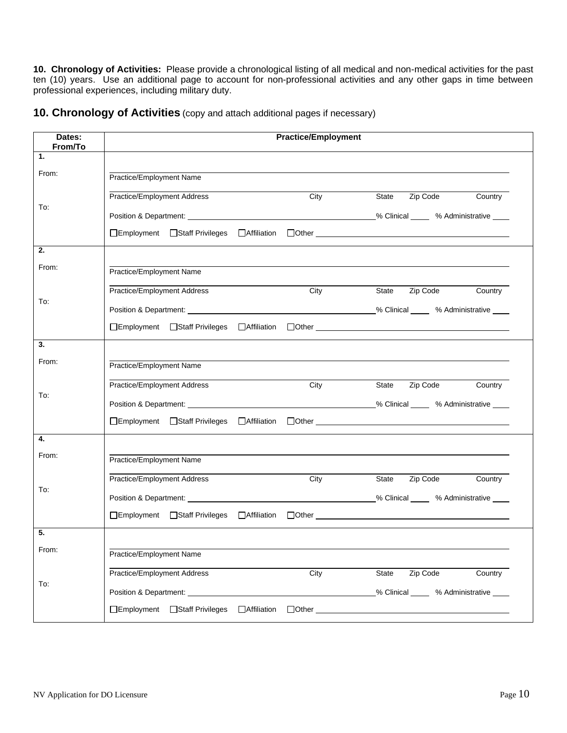**10. Chronology of Activities:** Please provide a chronological listing of all medical and non-medical activities for the past ten (10) years. Use an additional page to account for non-professional activities and any other gaps in time between professional experiences, including military duty.

## 10. Chronology of Activities (copy and attach additional pages if necessary)

| Dates: From/To | Practice/Employment |
|---|---|
| **1.**<br><br>From:<br><br>To: | Practice/Employment Name<br><br>Practice/Employment Address City State Zip Code Country<br><br>Position & Department: \_\_\_\_\_\_\_\_ % Clinical \_\_\_\_ % Administrative \_\_\_\_<br><br>☐Employment ☐Staff Privileges ☐Affiliation ☐Other \_\_\_\_\_\_\_\_ |
| **2.**<br><br>From:<br><br>To: | Practice/Employment Name<br><br>Practice/Employment Address City State Zip Code Country<br><br>Position & Department: \_\_\_\_\_\_\_\_ % Clinical \_\_\_\_ % Administrative \_\_\_\_<br><br>☐Employment ☐Staff Privileges ☐Affiliation ☐Other \_\_\_\_\_\_\_\_ |
| **3.**<br><br>From:<br><br>To: | Practice/Employment Name<br><br>Practice/Employment Address City State Zip Code Country<br><br>Position & Department: \_\_\_\_\_\_\_\_ % Clinical \_\_\_\_ % Administrative \_\_\_\_<br><br>☐Employment ☐Staff Privileges ☐Affiliation ☐Other \_\_\_\_\_\_\_\_ |
| **4.**<br><br>From:<br><br>To: | Practice/Employment Name<br><br>Practice/Employment Address City State Zip Code Country<br><br>Position & Department: \_\_\_\_\_\_\_\_ % Clinical \_\_\_\_ % Administrative \_\_\_\_<br><br>☐Employment ☐Staff Privileges ☐Affiliation ☐Other \_\_\_\_\_\_\_\_ |
| **5.**<br><br>From:<br><br>To: | Practice/Employment Name<br><br>Practice/Employment Address City State Zip Code Country<br><br>Position & Department: \_\_\_\_\_\_\_\_ % Clinical \_\_\_\_ % Administrative \_\_\_\_<br><br>☐Employment ☐Staff Privileges ☐Affiliation ☐Other \_\_\_\_\_\_\_\_ |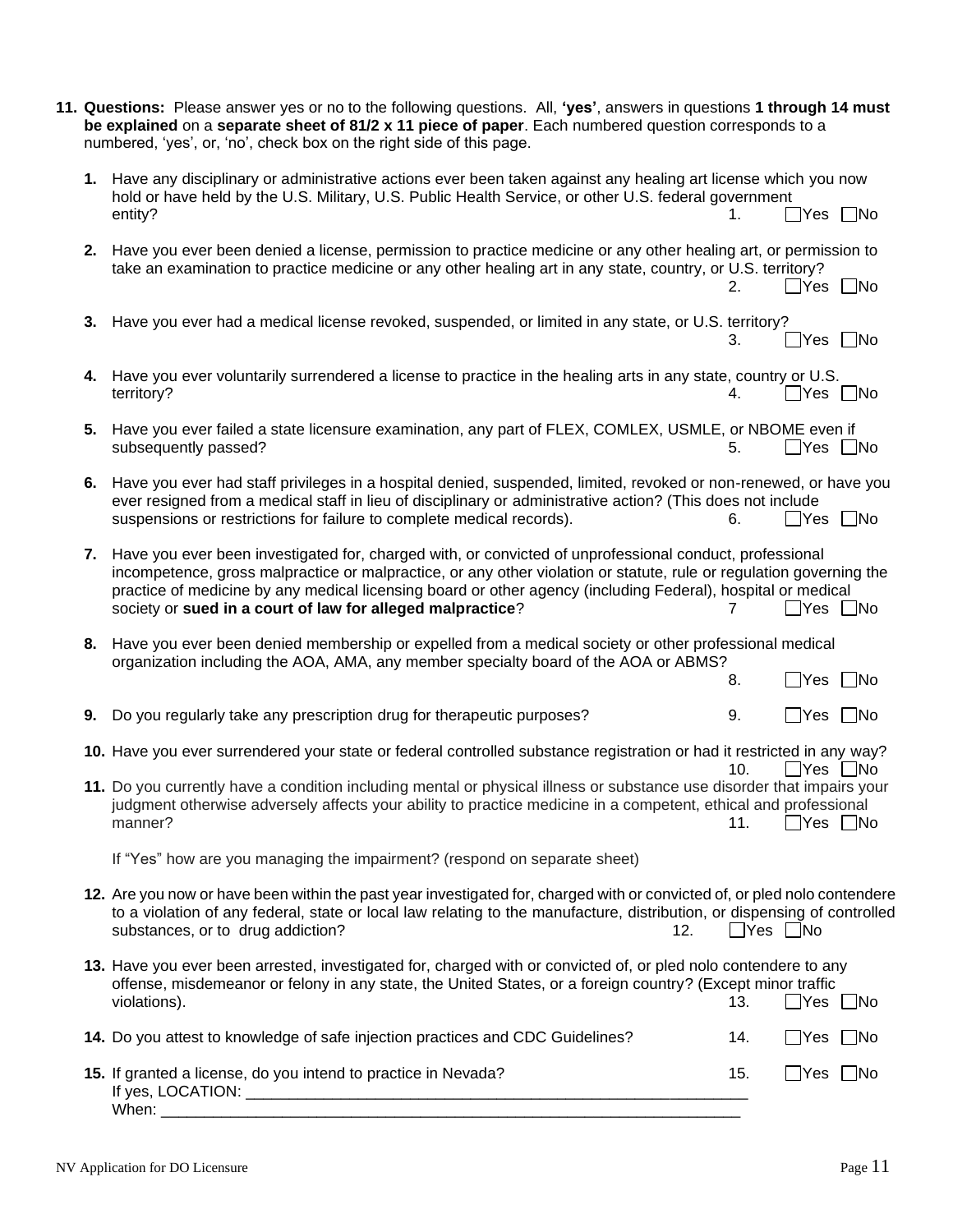**11. Questions:** Please answer yes or no to the following questions. All, **'yes'**, answers in questions **1 through 14 must be explained** on a **separate sheet of 81/2 x 11 piece of paper**. Each numbered question corresponds to a numbered, 'yes', or, 'no', check box on the right side of this page.

**1.** Have any disciplinary or administrative actions ever been taken against any healing art license which you now hold or have held by the U.S. Military, U.S. Public Health Service, or other U.S. federal government entity? 1. ☐Yes ☐No

**2.** Have you ever been denied a license, permission to practice medicine or any other healing art, or permission to take an examination to practice medicine or any other healing art in any state, country, or U.S. territory? 2. ☐Yes ☐No

**3.** Have you ever had a medical license revoked, suspended, or limited in any state, or U.S. territory? 3. ☐Yes ☐No

**4.** Have you ever voluntarily surrendered a license to practice in the healing arts in any state, country or U.S. territory? 4. ☐Yes ☐No

**5.** Have you ever failed a state licensure examination, any part of FLEX, COMLEX, USMLE, or NBOME even if subsequently passed? 5. ☐Yes ☐No

**6.** Have you ever had staff privileges in a hospital denied, suspended, limited, revoked or non-renewed, or have you ever resigned from a medical staff in lieu of disciplinary or administrative action? (This does not include suspensions or restrictions for failure to complete medical records). 6. ☐Yes ☐No

**7.** Have you ever been investigated for, charged with, or convicted of unprofessional conduct, professional incompetence, gross malpractice or malpractice, or any other violation or statute, rule or regulation governing the practice of medicine by any medical licensing board or other agency (including Federal), hospital or medical society or **sued in a court of law for alleged malpractice**? 7 ☐Yes ☐No

**8.** Have you ever been denied membership or expelled from a medical society or other professional medical organization including the AOA, AMA, any member specialty board of the AOA or ABMS? 8. ☐Yes ☐No

**9.** Do you regularly take any prescription drug for therapeutic purposes? 9. ☐Yes ☐No

**10.** Have you ever surrendered your state or federal controlled substance registration or had it restricted in any way? 10. ☐Yes ☐No

**11.** Do you currently have a condition including mental or physical illness or substance use disorder that impairs your judgment otherwise adversely affects your ability to practice medicine in a competent, ethical and professional manner? 11. ☐Yes ☐No

If "Yes" how are you managing the impairment? (respond on separate sheet)

**12.** Are you now or have been within the past year investigated for, charged with or convicted of, or pled nolo contendere to a violation of any federal, state or local law relating to the manufacture, distribution, or dispensing of controlled substances, or to drug addiction? 12. ☐Yes ☐No

**13.** Have you ever been arrested, investigated for, charged with or convicted of, or pled nolo contendere to any offense, misdemeanor or felony in any state, the United States, or a foreign country? (Except minor traffic violations). 13. ☐Yes ☐No

**14.** Do you attest to knowledge of safe injection practices and CDC Guidelines? 14. ☐Yes ☐No

**15.** If granted a license, do you intend to practice in Nevada? 15. ☐Yes ☐No

If yes, LOCATION: ____________________________________________________________

When: ______________________________________________________________________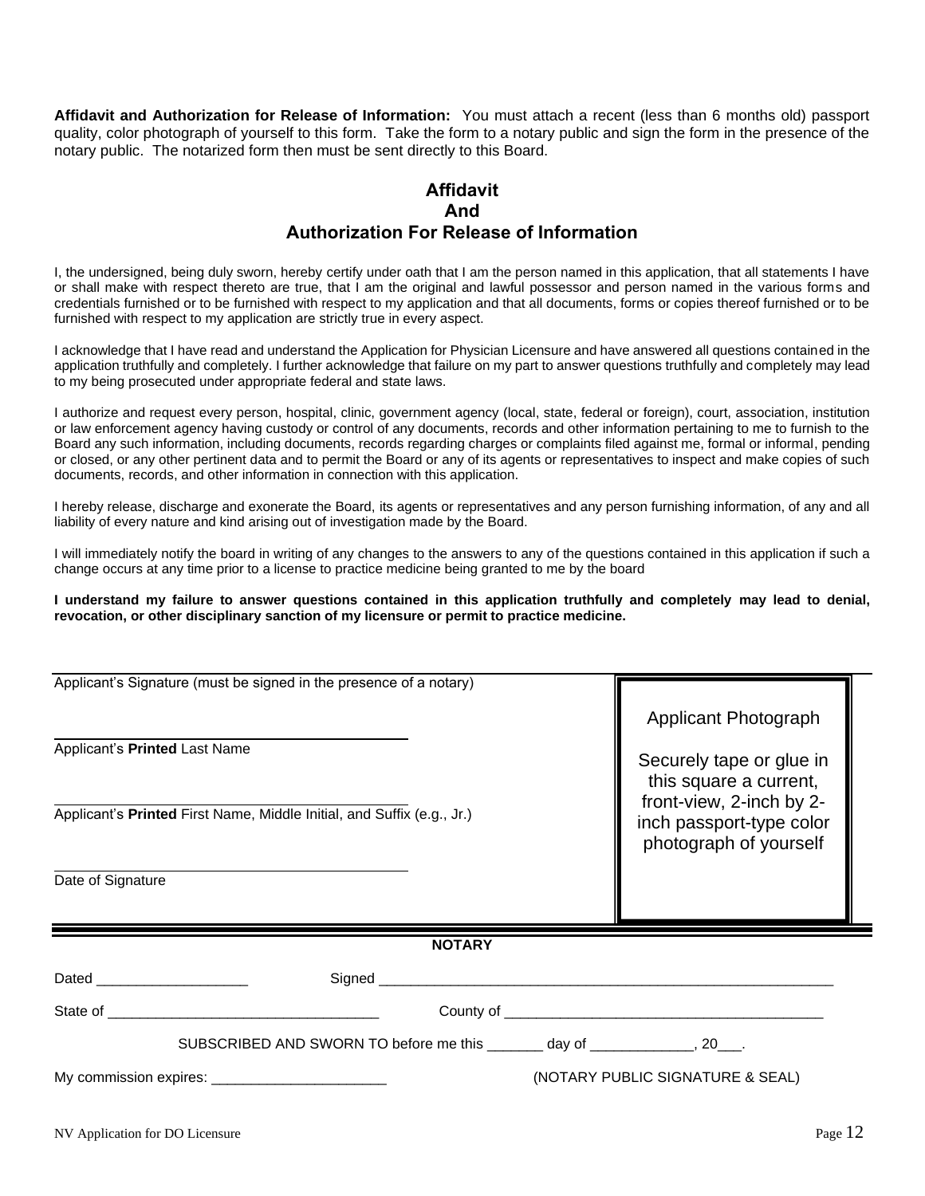**Affidavit and Authorization for Release of Information:** You must attach a recent (less than 6 months old) passport quality, color photograph of yourself to this form. Take the form to a notary public and sign the form in the presence of the notary public. The notarized form then must be sent directly to this Board.

## Affidavit
## And
## Authorization For Release of Information

I, the undersigned, being duly sworn, hereby certify under oath that I am the person named in this application, that all statements I have or shall make with respect thereto are true, that I am the original and lawful possessor and person named in the various forms and credentials furnished or to be furnished with respect to my application and that all documents, forms or copies thereof furnished or to be furnished with respect to my application are strictly true in every aspect.

I acknowledge that I have read and understand the Application for Physician Licensure and have answered all questions contained in the application truthfully and completely. I further acknowledge that failure on my part to answer questions truthfully and completely may lead to my being prosecuted under appropriate federal and state laws.

I authorize and request every person, hospital, clinic, government agency (local, state, federal or foreign), court, association, institution or law enforcement agency having custody or control of any documents, records and other information pertaining to me to furnish to the Board any such information, including documents, records regarding charges or complaints filed against me, formal or informal, pending or closed, or any other pertinent data and to permit the Board or any of its agents or representatives to inspect and make copies of such documents, records, and other information in connection with this application.

I hereby release, discharge and exonerate the Board, its agents or representatives and any person furnishing information, of any and all liability of every nature and kind arising out of investigation made by the Board.

I will immediately notify the board in writing of any changes to the answers to any of the questions contained in this application if such a change occurs at any time prior to a license to practice medicine being granted to me by the board

**I understand my failure to answer questions contained in this application truthfully and completely may lead to denial, revocation, or other disciplinary sanction of my licensure or permit to practice medicine.**

______________________________________________
Applicant's Signature (must be signed in the presence of a notary)

______________________________________________
Applicant's **Printed** Last Name

______________________________________________
Applicant's **Printed** First Name, Middle Initial, and Suffix (e.g., Jr.)

______________________________________________
Date of Signature

Applicant Photograph

Securely tape or glue in this square a current, front-view, 2-inch by 2-inch passport-type color photograph of yourself

**NOTARY**

Dated ___________________ Signed ___________________________________________________________

State of __________________________________ County of ________________________________________

SUBSCRIBED AND SWORN TO before me this _______ day of _____________, 20___.

My commission expires: ______________________ (NOTARY PUBLIC SIGNATURE & SEAL)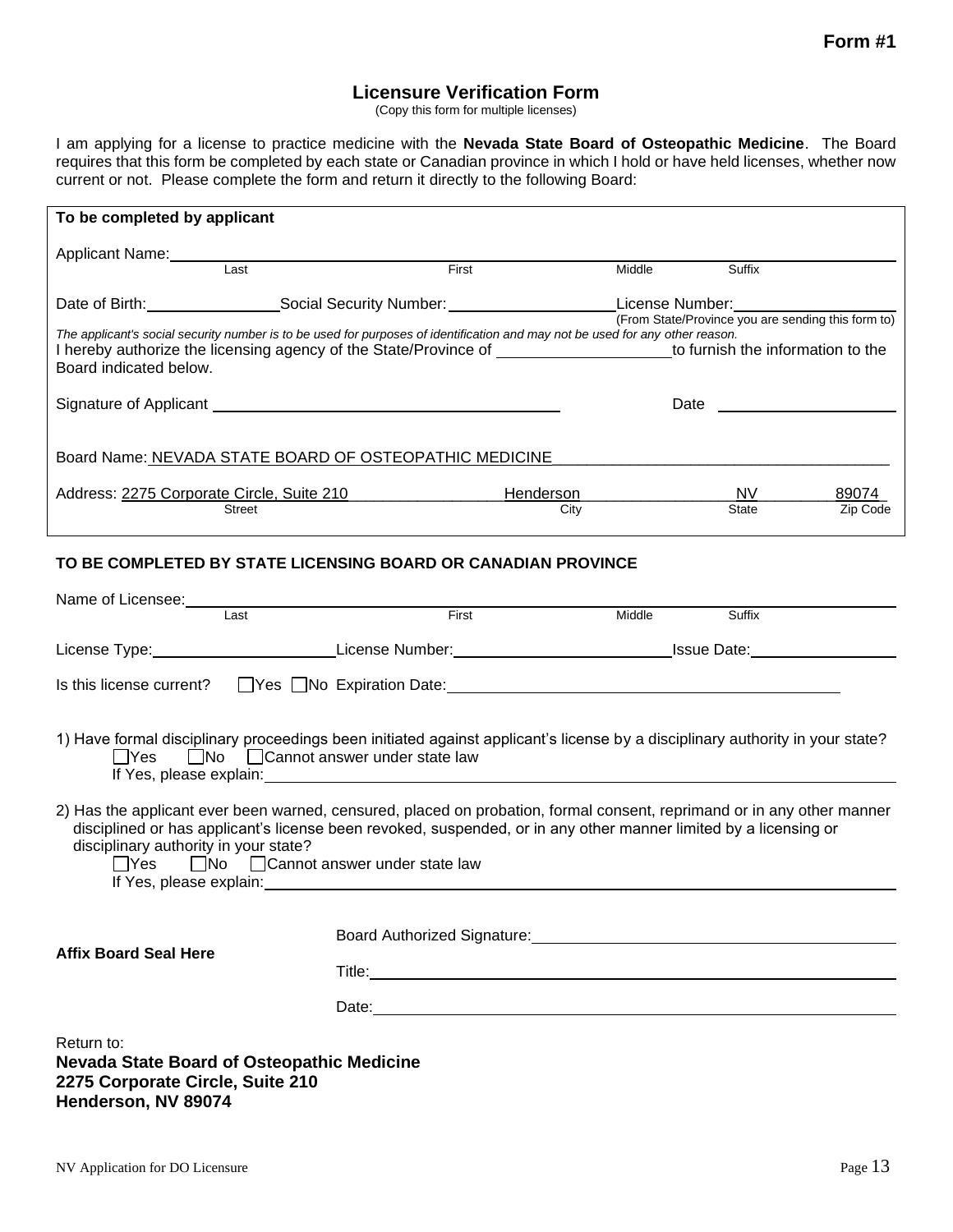**Form #1**

# Licensure Verification Form

(Copy this form for multiple licenses)

I am applying for a license to practice medicine with the **Nevada State Board of Osteopathic Medicine**. The Board requires that this form be completed by each state or Canadian province in which I hold or have held licenses, whether now current or not. Please complete the form and return it directly to the following Board:

**To be completed by applicant**

Applicant Name: ______________________________________________
Last | First | Middle | Suffix

Date of Birth: ____________ Social Security Number: ________________ License Number: ________________
(From State/Province you are sending this form to)

*The applicant's social security number is to be used for purposes of identification and may not be used for any other reason.*

I hereby authorize the licensing agency of the State/Province of ________________ to furnish the information to the Board indicated below.

Signature of Applicant ________________________________ Date ________________

Board Name: NEVADA STATE BOARD OF OSTEOPATHIC MEDICINE

Address: 2275 Corporate Circle, Suite 210 | Henderson | NV | 89074
Street | City | State | Zip Code

**TO BE COMPLETED BY STATE LICENSING BOARD OR CANADIAN PROVINCE**

Name of Licensee: ______________________________________________
Last | First | Middle | Suffix

License Type: ________________ License Number: ________________ Issue Date: ________________

Is this license current? ☐Yes ☐No Expiration Date: ________________________________

1) Have formal disciplinary proceedings been initiated against applicant's license by a disciplinary authority in your state?
☐Yes ☐No ☐Cannot answer under state law
If Yes, please explain: ______________________________________________

2) Has the applicant ever been warned, censured, placed on probation, formal consent, reprimand or in any other manner disciplined or has applicant's license been revoked, suspended, or in any other manner limited by a licensing or disciplinary authority in your state?
☐Yes ☐No ☐Cannot answer under state law
If Yes, please explain: ______________________________________________

**Affix Board Seal Here**

Board Authorized Signature: ________________________________

Title: ________________________________

Date: ________________________________

Return to:
**Nevada State Board of Osteopathic Medicine**
**2275 Corporate Circle, Suite 210**
**Henderson, NV 89074**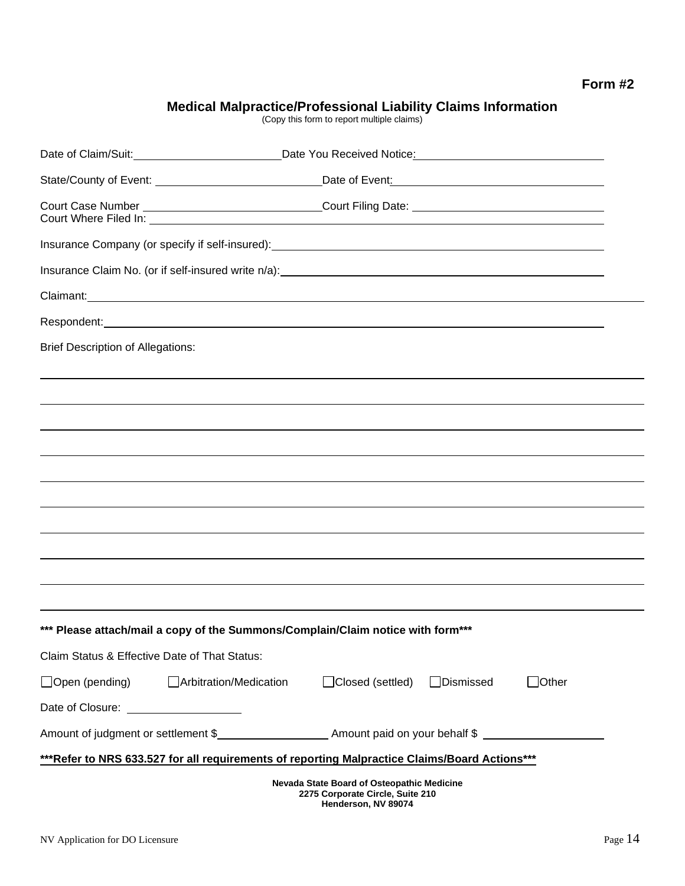**Form #2**

## Medical Malpractice/Professional Liability Claims Information

(Copy this form to report multiple claims)

Date of Claim/Suit: ______________________ Date You Received Notice: ______________________

State/County of Event: ______________________ Date of Event: ______________________

Court Case Number ______________________ Court Filing Date: ______________________

Court Where Filed In: ______________________

Insurance Company (or specify if self-insured): ______________________

Insurance Claim No. (or if self-insured write n/a): ______________________

Claimant: ______________________

Respondent: ______________________

Brief Description of Allegations:

______________________

______________________

______________________

______________________

______________________

______________________

______________________

______________________

______________________

______________________

**\*\*\* Please attach/mail a copy of the Summons/Complain/Claim notice with form\*\*\***

Claim Status & Effective Date of That Status:

☐ Open (pending) ☐ Arbitration/Medication ☐ Closed (settled) ☐ Dismissed ☐ Other

Date of Closure: ______________________

Amount of judgment or settlement $ ______________________ Amount paid on your behalf $ ______________________

**<u>\*\*\*Refer to NRS 633.527 for all requirements of reporting Malpractice Claims/Board Actions\*\*\*</u>**

**Nevada State Board of Osteopathic Medicine**
**2275 Corporate Circle, Suite 210**
**Henderson, NV 89074**